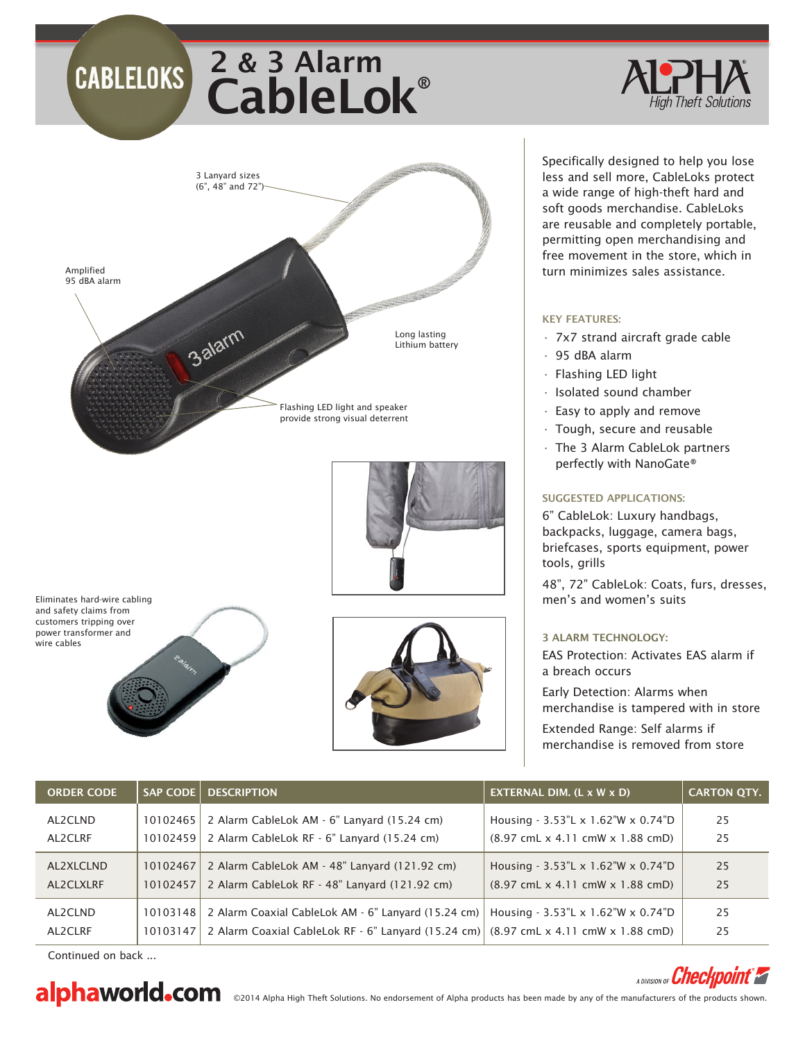# CABLELOKS

# 2 & 3 Alarm CableLok®

ALPHA® High Theft Solutions

3 Lanyard sizes (6", 48" and 72")

Amplified 95 dBA alarm

Long lasting Lithium battery

Flashing LED light and speaker provide strong visual deterrent

Eliminates hard-wire cabling and safety claims from customers tripping over power transformer and wire cables

Specifically designed to help you lose less and sell more, CableLoks protect a wide range of high-theft hard and soft goods merchandise. CableLoks are reusable and completely portable, permitting open merchandising and free movement in the store, which in turn minimizes sales assistance.

### KEY FEATURES:

- 7x7 strand aircraft grade cable
- 95 dBA alarm
- Flashing LED light
- Isolated sound chamber
- Easy to apply and remove
- Tough, secure and reusable
- The 3 Alarm CableLok partners perfectly with NanoGate®

### SUGGESTED APPLICATIONS:

6" CableLok: Luxury handbags, backpacks, luggage, camera bags, briefcases, sports equipment, power tools, grills

48", 72" CableLok: Coats, furs, dresses, men's and women's suits

### 3 ALARM TECHNOLOGY:

EAS Protection: Activates EAS alarm if a breach occurs

Early Detection: Alarms when merchandise is tampered with in store

Extended Range: Self alarms if merchandise is removed from store

| ORDER CODE | SAP CODE | DESCRIPTION | EXTERNAL DIM. (L x W x D) | CARTON QTY. |
|---|---|---|---|---|
| AL2CLND | 10102465 | 2 Alarm CableLok AM - 6" Lanyard (15.24 cm) | Housing - 3.53"L x 1.62"W x 0.74"D | 25 |
| AL2CLRF | 10102459 | 2 Alarm CableLok RF - 6" Lanyard (15.24 cm) | (8.97 cmL x 4.11 cmW x 1.88 cmD) | 25 |
| AL2XLCLND | 10102467 | 2 Alarm CableLok AM - 48" Lanyard (121.92 cm) | Housing - 3.53"L x 1.62"W x 0.74"D | 25 |
| AL2CLXLRF | 10102457 | 2 Alarm CableLok RF - 48" Lanyard (121.92 cm) | (8.97 cmL x 4.11 cmW x 1.88 cmD) | 25 |
| AL2CLND | 10103148 | 2 Alarm Coaxial CableLok AM - 6" Lanyard (15.24 cm) | Housing - 3.53"L x 1.62"W x 0.74"D | 25 |
| AL2CLRF | 10103147 | 2 Alarm Coaxial CableLok RF - 6" Lanyard (15.24 cm) | (8.97 cmL x 4.11 cmW x 1.88 cmD) | 25 |

Continued on back ...

alphaworld.com ©2014 Alpha High Theft Solutions. No endorsement of Alpha products has been made by any of the manufacturers of the products shown.

A DIVISION OF Checkpoint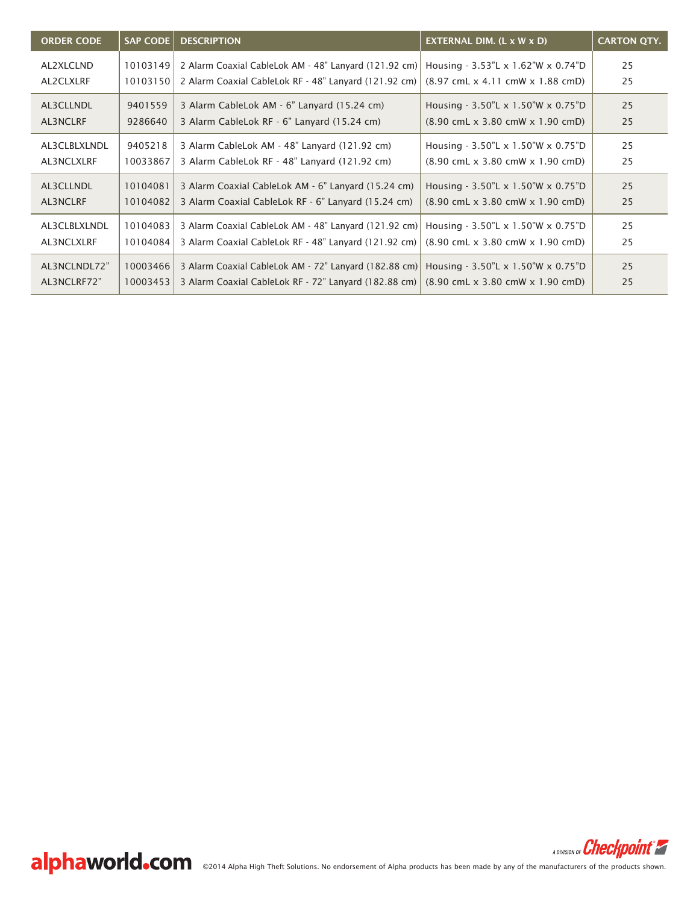| ORDER CODE | SAP CODE | DESCRIPTION | EXTERNAL DIM. (L x W x D) | CARTON QTY. |
|---|---|---|---|---|
| AL2XLCLND | 10103149 | 2 Alarm Coaxial CableLok AM - 48" Lanyard (121.92 cm) | Housing - 3.53"L x 1.62"W x 0.74"D | 25 |
| AL2CLXLRF | 10103150 | 2 Alarm Coaxial CableLok RF - 48" Lanyard (121.92 cm) | (8.97 cmL x 4.11 cmW x 1.88 cmD) | 25 |
| AL3CLLNDL | 9401559 | 3 Alarm CableLok AM - 6" Lanyard (15.24 cm) | Housing - 3.50"L x 1.50"W x 0.75"D | 25 |
| AL3NCLRF | 9286640 | 3 Alarm CableLok RF - 6" Lanyard (15.24 cm) | (8.90 cmL x 3.80 cmW x 1.90 cmD) | 25 |
| AL3CLBLXLNDL | 9405218 | 3 Alarm CableLok AM - 48" Lanyard (121.92 cm) | Housing - 3.50"L x 1.50"W x 0.75"D | 25 |
| AL3NCLXLRF | 10033867 | 3 Alarm CableLok RF - 48" Lanyard (121.92 cm) | (8.90 cmL x 3.80 cmW x 1.90 cmD) | 25 |
| AL3CLLNDL | 10104081 | 3 Alarm Coaxial CableLok AM - 6" Lanyard (15.24 cm) | Housing - 3.50"L x 1.50"W x 0.75"D | 25 |
| AL3NCLRF | 10104082 | 3 Alarm Coaxial CableLok RF - 6" Lanyard (15.24 cm) | (8.90 cmL x 3.80 cmW x 1.90 cmD) | 25 |
| AL3CLBLXLNDL | 10104083 | 3 Alarm Coaxial CableLok AM - 48" Lanyard (121.92 cm) | Housing - 3.50"L x 1.50"W x 0.75"D | 25 |
| AL3NCLXLRF | 10104084 | 3 Alarm Coaxial CableLok RF - 48" Lanyard (121.92 cm) | (8.90 cmL x 3.80 cmW x 1.90 cmD) | 25 |
| AL3NCLNDL72" | 10003466 | 3 Alarm Coaxial CableLok AM - 72" Lanyard (182.88 cm) | Housing - 3.50"L x 1.50"W x 0.75"D | 25 |
| AL3NCLRF72" | 10003453 | 3 Alarm Coaxial CableLok RF - 72" Lanyard (182.88 cm) | (8.90 cmL x 3.80 cmW x 1.90 cmD) | 25 |

A DIVISION OF Checkpoint

alphaworld.com ©2014 Alpha High Theft Solutions. No endorsement of Alpha products has been made by any of the manufacturers of the products shown.